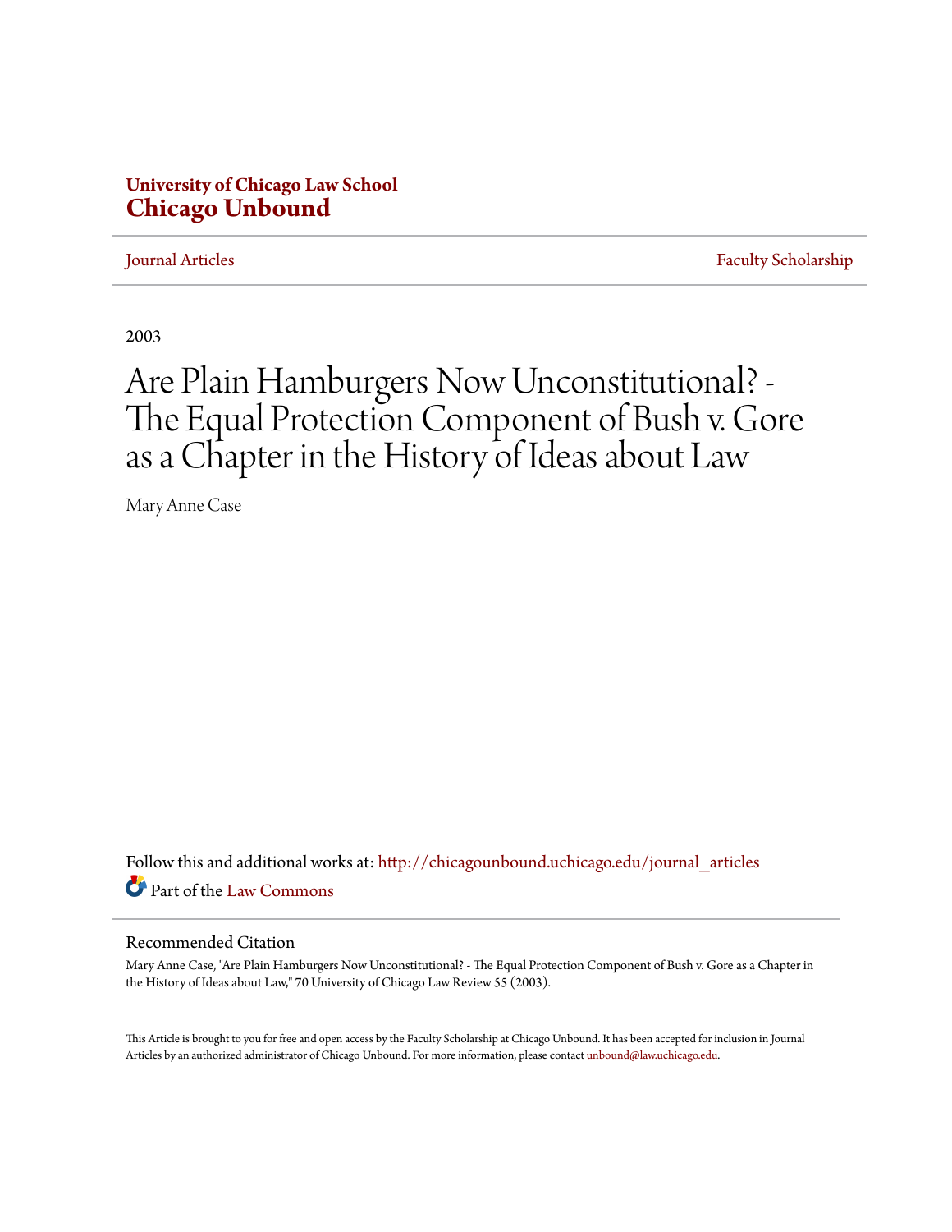**University of Chicago Law School**
**Chicago Unbound**

Journal Articles | Faculty Scholarship

2003

# Are Plain Hamburgers Now Unconstitutional? - The Equal Protection Component of Bush v. Gore as a Chapter in the History of Ideas about Law

Mary Anne Case

Follow this and additional works at: http://chicagounbound.uchicago.edu/journal_articles
Part of the Law Commons

## Recommended Citation

Mary Anne Case, "Are Plain Hamburgers Now Unconstitutional? - The Equal Protection Component of Bush v. Gore as a Chapter in the History of Ideas about Law," 70 University of Chicago Law Review 55 (2003).

This Article is brought to you for free and open access by the Faculty Scholarship at Chicago Unbound. It has been accepted for inclusion in Journal Articles by an authorized administrator of Chicago Unbound. For more information, please contact unbound@law.uchicago.edu.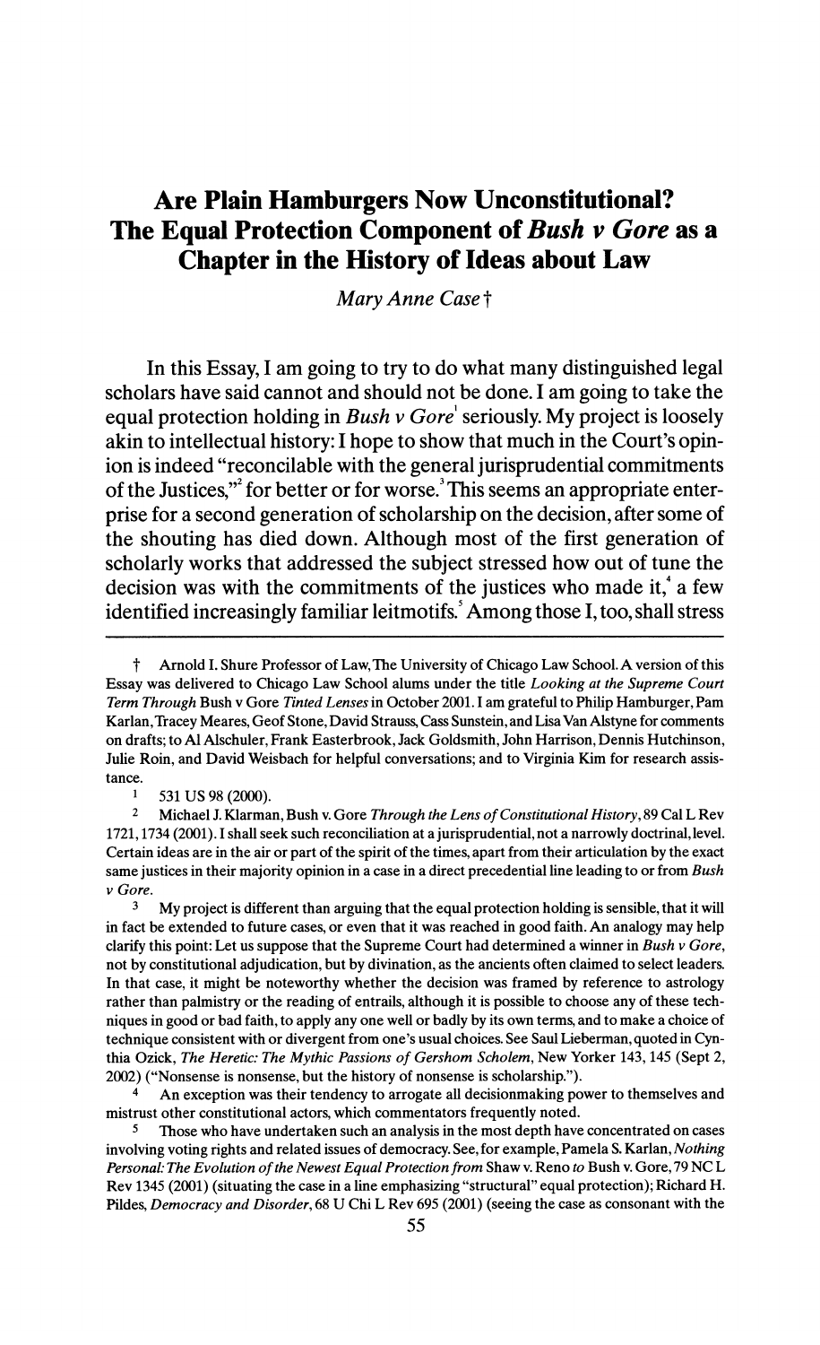# Are Plain Hamburgers Now Unconstitutional? The Equal Protection Component of *Bush v Gore* as a Chapter in the History of Ideas about Law

*Mary Anne Case*†

In this Essay, I am going to try to do what many distinguished legal scholars have said cannot and should not be done. I am going to take the equal protection holding in *Bush v Gore*[1] seriously. My project is loosely akin to intellectual history: I hope to show that much in the Court's opinion is indeed "reconcilable with the general jurisprudential commitments of the Justices,"[2] for better or for worse.[3] This seems an appropriate enterprise for a second generation of scholarship on the decision, after some of the shouting has died down. Although most of the first generation of scholarly works that addressed the subject stressed how out of tune the decision was with the commitments of the justices who made it,[4] a few identified increasingly familiar leitmotifs.[5] Among those I, too, shall stress

---

† Arnold I. Shure Professor of Law, The University of Chicago Law School. A version of this Essay was delivered to Chicago Law School alums under the title *Looking at the Supreme Court Term Through* Bush v Gore *Tinted Lenses* in October 2001. I am grateful to Philip Hamburger, Pam Karlan, Tracey Meares, Geof Stone, David Strauss, Cass Sunstein, and Lisa Van Alstyne for comments on drafts; to Al Alschuler, Frank Easterbrook, Jack Goldsmith, John Harrison, Dennis Hutchinson, Julie Roin, and David Weisbach for helpful conversations; and to Virginia Kim for research assistance.

1 531 US 98 (2000).

2 Michael J. Klarman, Bush v. Gore *Through the Lens of Constitutional History*, 89 Cal L Rev 1721, 1734 (2001). I shall seek such reconciliation at a jurisprudential, not a narrowly doctrinal, level. Certain ideas are in the air or part of the spirit of the times, apart from their articulation by the exact same justices in their majority opinion in a case in a direct precedential line leading to or from *Bush v Gore*.

3 My project is different than arguing that the equal protection holding is sensible, that it will in fact be extended to future cases, or even that it was reached in good faith. An analogy may help clarify this point: Let us suppose that the Supreme Court had determined a winner in *Bush v Gore*, not by constitutional adjudication, but by divination, as the ancients often claimed to select leaders. In that case, it might be noteworthy whether the decision was framed by reference to astrology rather than palmistry or the reading of entrails, although it is possible to choose any of these techniques in good or bad faith, to apply any one well or badly by its own terms, and to make a choice of technique consistent with or divergent from one's usual choices. See Saul Lieberman, quoted in Cynthia Ozick, *The Heretic: The Mythic Passions of Gershom Scholem*, New Yorker 143, 145 (Sept 2, 2002) ("Nonsense is nonsense, but the history of nonsense is scholarship.").

4 An exception was their tendency to arrogate all decisionmaking power to themselves and mistrust other constitutional actors, which commentators frequently noted.

5 Those who have undertaken such an analysis in the most depth have concentrated on cases involving voting rights and related issues of democracy. See, for example, Pamela S. Karlan, *Nothing Personal: The Evolution of the Newest Equal Protection from* Shaw v. Reno *to* Bush v. Gore, 79 NC L Rev 1345 (2001) (situating the case in a line emphasizing "structural" equal protection); Richard H. Pildes, *Democracy and Disorder*, 68 U Chi L Rev 695 (2001) (seeing the case as consonant with the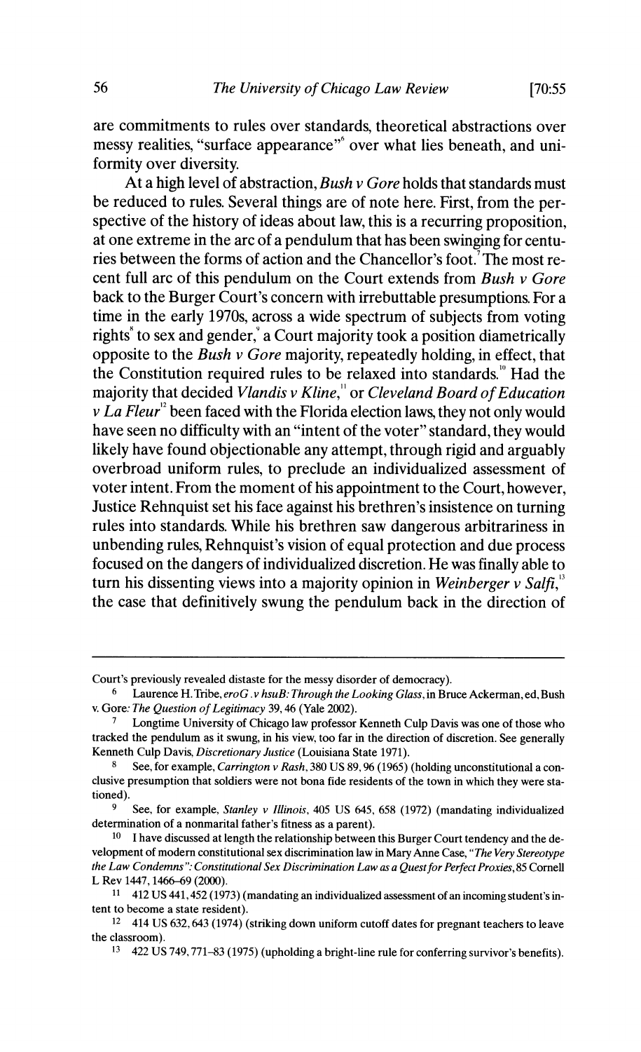are commitments to rules over standards, theoretical abstractions over messy realities, "surface appearance"[6] over what lies beneath, and uniformity over diversity.

At a high level of abstraction, *Bush v Gore* holds that standards must be reduced to rules. Several things are of note here. First, from the perspective of the history of ideas about law, this is a recurring proposition, at one extreme in the arc of a pendulum that has been swinging for centuries between the forms of action and the Chancellor's foot.[7] The most recent full arc of this pendulum on the Court extends from *Bush v Gore* back to the Burger Court's concern with irrebuttable presumptions. For a time in the early 1970s, across a wide spectrum of subjects from voting rights[8] to sex and gender,[9] a Court majority took a position diametrically opposite to the *Bush v Gore* majority, repeatedly holding, in effect, that the Constitution required rules to be relaxed into standards.[10] Had the majority that decided *Vlandis v Kline*,[11] or *Cleveland Board of Education v La Fleur*[12] been faced with the Florida election laws, they not only would have seen no difficulty with an "intent of the voter" standard, they would likely have found objectionable any attempt, through rigid and arguably overbroad uniform rules, to preclude an individualized assessment of voter intent. From the moment of his appointment to the Court, however, Justice Rehnquist set his face against his brethren's insistence on turning rules into standards. While his brethren saw dangerous arbitrariness in unbending rules, Rehnquist's vision of equal protection and due process focused on the dangers of individualized discretion. He was finally able to turn his dissenting views into a majority opinion in *Weinberger v Salfi*,[13] the case that definitively swung the pendulum back in the direction of

---

Court's previously revealed distaste for the messy disorder of democracy).

[6] Laurence H. Tribe, *eroG .v hsuB: Through the Looking Glass*, in Bruce Ackerman, ed, Bush v. Gore*: The Question of Legitimacy* 39, 46 (Yale 2002).

[7] Longtime University of Chicago law professor Kenneth Culp Davis was one of those who tracked the pendulum as it swung, in his view, too far in the direction of discretion. See generally Kenneth Culp Davis, *Discretionary Justice* (Louisiana State 1971).

[8] See, for example, *Carrington v Rash*, 380 US 89, 96 (1965) (holding unconstitutional a conclusive presumption that soldiers were not bona fide residents of the town in which they were stationed).

[9] See, for example, *Stanley v Illinois*, 405 US 645, 658 (1972) (mandating individualized determination of a nonmarital father's fitness as a parent).

[10] I have discussed at length the relationship between this Burger Court tendency and the development of modern constitutional sex discrimination law in Mary Anne Case, *"The Very Stereotype the Law Condemns": Constitutional Sex Discrimination Law as a Quest for Perfect Proxies*, 85 Cornell L Rev 1447, 1466–69 (2000).

[11] 412 US 441, 452 (1973) (mandating an individualized assessment of an incoming student's intent to become a state resident).

[12] 414 US 632, 643 (1974) (striking down uniform cutoff dates for pregnant teachers to leave the classroom).

[13] 422 US 749, 771–83 (1975) (upholding a bright-line rule for conferring survivor's benefits).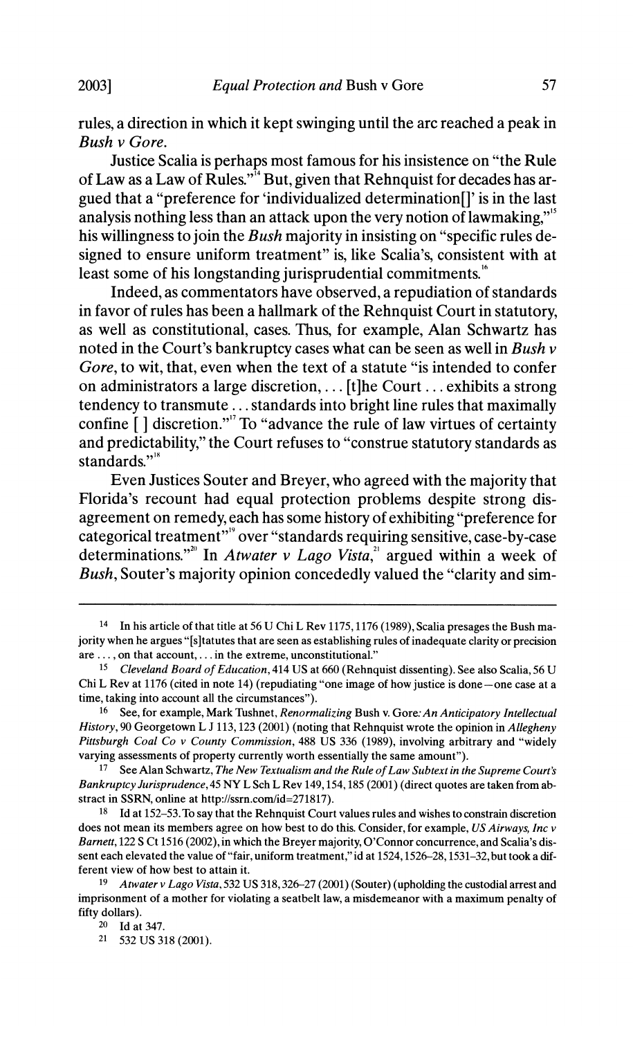rules, a direction in which it kept swinging until the arc reached a peak in *Bush v Gore*.

Justice Scalia is perhaps most famous for his insistence on "the Rule of Law as a Law of Rules."[14] But, given that Rehnquist for decades has argued that a "preference for 'individualized determination[]' is in the last analysis nothing less than an attack upon the very notion of lawmaking,"[15] his willingness to join the *Bush* majority in insisting on "specific rules designed to ensure uniform treatment" is, like Scalia's, consistent with at least some of his longstanding jurisprudential commitments.[16]

Indeed, as commentators have observed, a repudiation of standards in favor of rules has been a hallmark of the Rehnquist Court in statutory, as well as constitutional, cases. Thus, for example, Alan Schwartz has noted in the Court's bankruptcy cases what can be seen as well in *Bush v Gore*, to wit, that, even when the text of a statute "is intended to confer on administrators a large discretion, . . . [t]he Court . . . exhibits a strong tendency to transmute . . . standards into bright line rules that maximally confine [ ] discretion."[17] To "advance the rule of law virtues of certainty and predictability," the Court refuses to "construe statutory standards as standards."[18]

Even Justices Souter and Breyer, who agreed with the majority that Florida's recount had equal protection problems despite strong disagreement on remedy, each has some history of exhibiting "preference for categorical treatment"[19] over "standards requiring sensitive, case-by-case determinations."[20] In *Atwater v Lago Vista*,[21] argued within a week of *Bush*, Souter's majority opinion concededly valued the "clarity and sim-

---

14 In his article of that title at 56 U Chi L Rev 1175, 1176 (1989), Scalia presages the Bush majority when he argues "[s]tatutes that are seen as establishing rules of inadequate clarity or precision are . . . , on that account, . . . in the extreme, unconstitutional."

15 *Cleveland Board of Education*, 414 US at 660 (Rehnquist dissenting). See also Scalia, 56 U Chi L Rev at 1176 (cited in note 14) (repudiating "one image of how justice is done—one case at a time, taking into account all the circumstances").

16 See, for example, Mark Tushnet, *Renormalizing* Bush v. Gore: *An Anticipatory Intellectual History*, 90 Georgetown L J 113, 123 (2001) (noting that Rehnquist wrote the opinion in *Allegheny Pittsburgh Coal Co v County Commission*, 488 US 336 (1989), involving arbitrary and "widely varying assessments of property currently worth essentially the same amount").

17 See Alan Schwartz, *The New Textualism and the Rule of Law Subtext in the Supreme Court's Bankruptcy Jurisprudence*, 45 NY L Sch L Rev 149, 154, 185 (2001) (direct quotes are taken from abstract in SSRN, online at http://ssrn.com/id=271817).

18 Id at 152–53. To say that the Rehnquist Court values rules and wishes to constrain discretion does not mean its members agree on how best to do this. Consider, for example, *US Airways, Inc v Barnett*, 122 S Ct 1516 (2002), in which the Breyer majority, O'Connor concurrence, and Scalia's dissent each elevated the value of "fair, uniform treatment," id at 1524, 1526–28, 1531–32, but took a different view of how best to attain it.

19 *Atwater v Lago Vista*, 532 US 318, 326–27 (2001) (Souter) (upholding the custodial arrest and imprisonment of a mother for violating a seatbelt law, a misdemeanor with a maximum penalty of fifty dollars).

20 Id at 347.

21 532 US 318 (2001).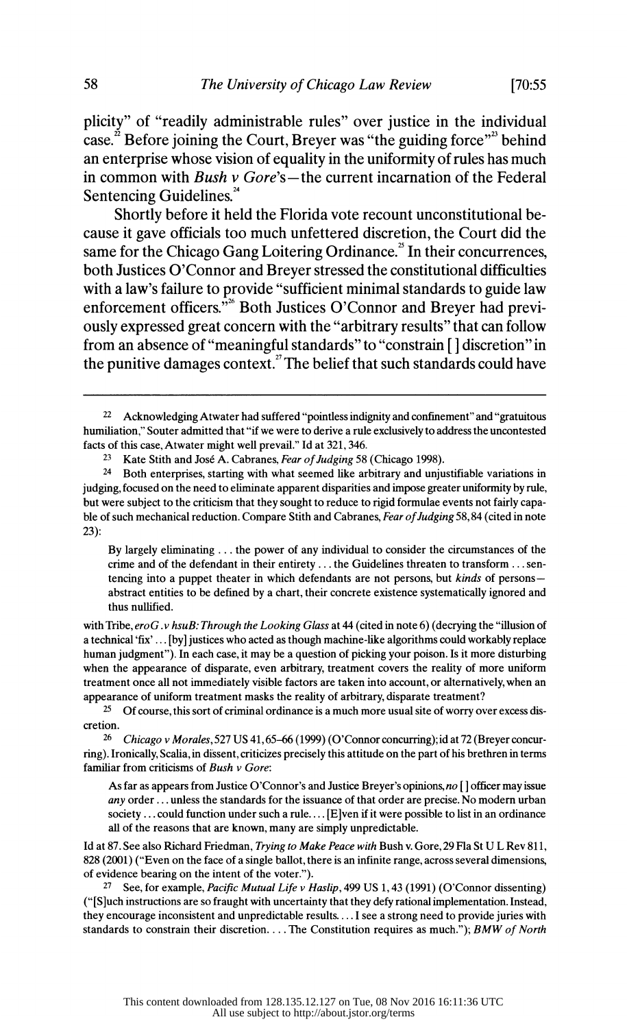plicity" of "readily administrable rules" over justice in the individual case.[22] Before joining the Court, Breyer was "the guiding force"[23] behind an enterprise whose vision of equality in the uniformity of rules has much in common with *Bush v Gore*'s—the current incarnation of the Federal Sentencing Guidelines.[24]

Shortly before it held the Florida vote recount unconstitutional because it gave officials too much unfettered discretion, the Court did the same for the Chicago Gang Loitering Ordinance.[25] In their concurrences, both Justices O'Connor and Breyer stressed the constitutional difficulties with a law's failure to provide "sufficient minimal standards to guide law enforcement officers."[26] Both Justices O'Connor and Breyer had previously expressed great concern with the "arbitrary results" that can follow from an absence of "meaningful standards" to "constrain [ ] discretion" in the punitive damages context.[27] The belief that such standards could have

---

22 Acknowledging Atwater had suffered "pointless indignity and confinement" and "gratuitous humiliation," Souter admitted that "if we were to derive a rule exclusively to address the uncontested facts of this case, Atwater might well prevail." Id at 321, 346.

23 Kate Stith and José A. Cabranes, *Fear of Judging* 58 (Chicago 1998).

24 Both enterprises, starting with what seemed like arbitrary and unjustifiable variations in judging, focused on the need to eliminate apparent disparities and impose greater uniformity by rule, but were subject to the criticism that they sought to reduce to rigid formulae events not fairly capable of such mechanical reduction. Compare Stith and Cabranes, *Fear of Judging* 58, 84 (cited in note 23):

> By largely eliminating . . . the power of any individual to consider the circumstances of the crime and of the defendant in their entirety . . . the Guidelines threaten to transform . . . sentencing into a puppet theater in which defendants are not persons, but *kinds* of persons—abstract entities to be defined by a chart, their concrete existence systematically ignored and thus nullified.

with Tribe, *eroG .v hsuB: Through the Looking Glass* at 44 (cited in note 6) (decrying the "illusion of a technical 'fix' . . . [by] justices who acted as though machine-like algorithms could workably replace human judgment"). In each case, it may be a question of picking your poison. Is it more disturbing when the appearance of disparate, even arbitrary, treatment covers the reality of more uniform treatment once all not immediately visible factors are taken into account, or alternatively, when an appearance of uniform treatment masks the reality of arbitrary, disparate treatment?

25 Of course, this sort of criminal ordinance is a much more usual site of worry over excess discretion.

26 *Chicago v Morales*, 527 US 41, 65–66 (1999) (O'Connor concurring); id at 72 (Breyer concurring). Ironically, Scalia, in dissent, criticizes precisely this attitude on the part of his brethren in terms familiar from criticisms of *Bush v Gore*:

> As far as appears from Justice O'Connor's and Justice Breyer's opinions, *no* [ ] officer may issue *any* order . . . unless the standards for the issuance of that order are precise. No modern urban society . . . could function under such a rule. . . . [E]ven if it were possible to list in an ordinance all of the reasons that are known, many are simply unpredictable.

Id at 87. See also Richard Friedman, *Trying to Make Peace with* Bush v. Gore, 29 Fla St U L Rev 811, 828 (2001) ("Even on the face of a single ballot, there is an infinite range, across several dimensions, of evidence bearing on the intent of the voter.").

27 See, for example, *Pacific Mutual Life v Haslip*, 499 US 1, 43 (1991) (O'Connor dissenting) ("[S]uch instructions are so fraught with uncertainty that they defy rational implementation. Instead, they encourage inconsistent and unpredictable results. . . . I see a strong need to provide juries with standards to constrain their discretion. . . . The Constitution requires as much."); *BMW of North*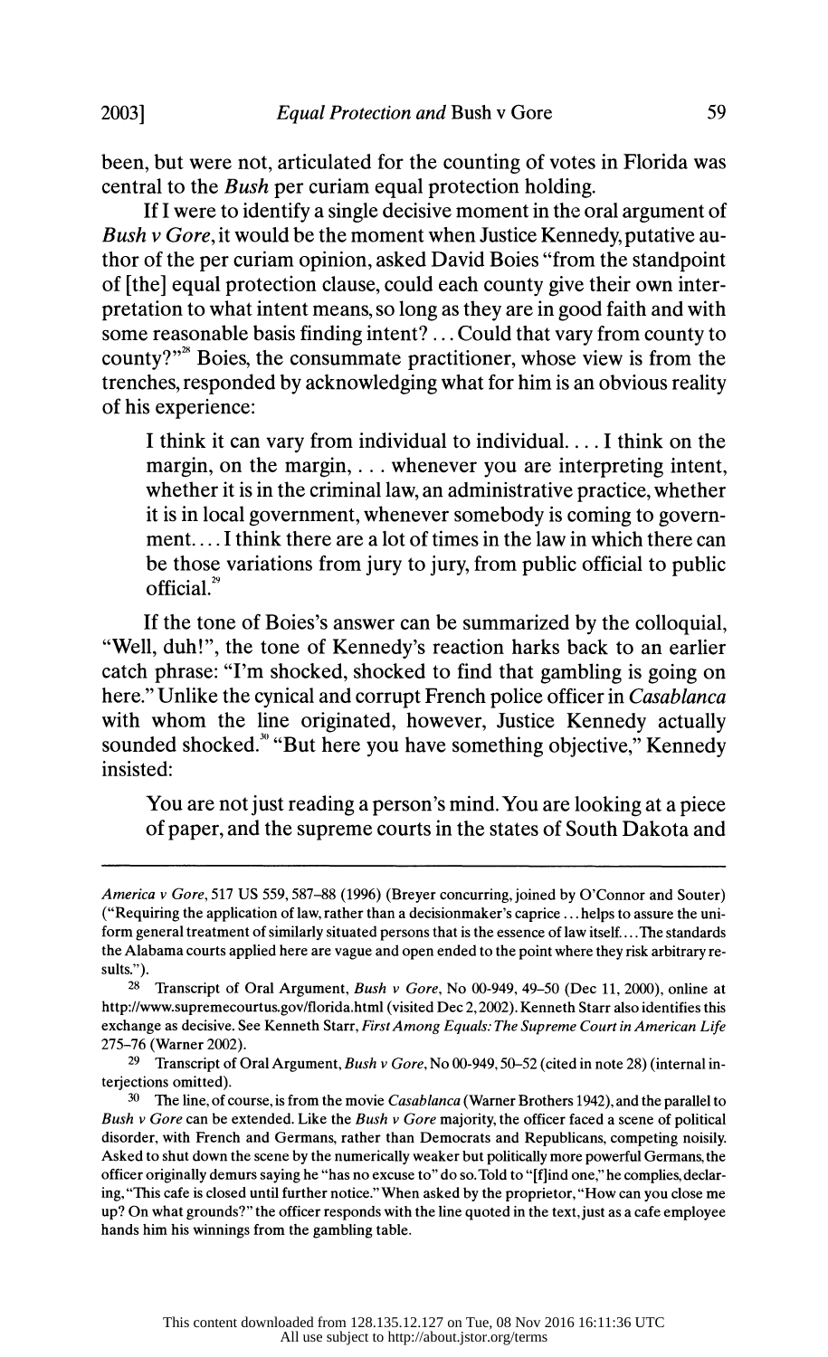been, but were not, articulated for the counting of votes in Florida was central to the *Bush* per curiam equal protection holding.

If I were to identify a single decisive moment in the oral argument of *Bush v Gore*, it would be the moment when Justice Kennedy, putative author of the per curiam opinion, asked David Boies "from the standpoint of [the] equal protection clause, could each county give their own interpretation to what intent means, so long as they are in good faith and with some reasonable basis finding intent? ... Could that vary from county to county?"[28] Boies, the consummate practitioner, whose view is from the trenches, responded by acknowledging what for him is an obvious reality of his experience:

> I think it can vary from individual to individual.... I think on the margin, on the margin, ... whenever you are interpreting intent, whether it is in the criminal law, an administrative practice, whether it is in local government, whenever somebody is coming to government.... I think there are a lot of times in the law in which there can be those variations from jury to jury, from public official to public official.[29]

If the tone of Boies's answer can be summarized by the colloquial, "Well, duh!", the tone of Kennedy's reaction harks back to an earlier catch phrase: "I'm shocked, shocked to find that gambling is going on here." Unlike the cynical and corrupt French police officer in *Casablanca* with whom the line originated, however, Justice Kennedy actually sounded shocked.[30] "But here you have something objective," Kennedy insisted:

> You are not just reading a person's mind. You are looking at a piece of paper, and the supreme courts in the states of South Dakota and

---

*America v Gore*, 517 US 559, 587–88 (1996) (Breyer concurring, joined by O'Connor and Souter) ("Requiring the application of law, rather than a decisionmaker's caprice ... helps to assure the uniform general treatment of similarly situated persons that is the essence of law itself.... The standards the Alabama courts applied here are vague and open ended to the point where they risk arbitrary results.").

[28] Transcript of Oral Argument, *Bush v Gore*, No 00-949, 49–50 (Dec 11, 2000), online at http://www.supremecourtus.gov/florida.html (visited Dec 2, 2002). Kenneth Starr also identifies this exchange as decisive. See Kenneth Starr, *First Among Equals: The Supreme Court in American Life* 275–76 (Warner 2002).

[29] Transcript of Oral Argument, *Bush v Gore*, No 00-949, 50–52 (cited in note 28) (internal interjections omitted).

[30] The line, of course, is from the movie *Casablanca* (Warner Brothers 1942), and the parallel to *Bush v Gore* can be extended. Like the *Bush v Gore* majority, the officer faced a scene of political disorder, with French and Germans, rather than Democrats and Republicans, competing noisily. Asked to shut down the scene by the numerically weaker but politically more powerful Germans, the officer originally demurs saying he "has no excuse to" do so. Told to "[f]ind one," he complies, declaring, "This cafe is closed until further notice." When asked by the proprietor, "How can you close me up? On what grounds?" the officer responds with the line quoted in the text, just as a cafe employee hands him his winnings from the gambling table.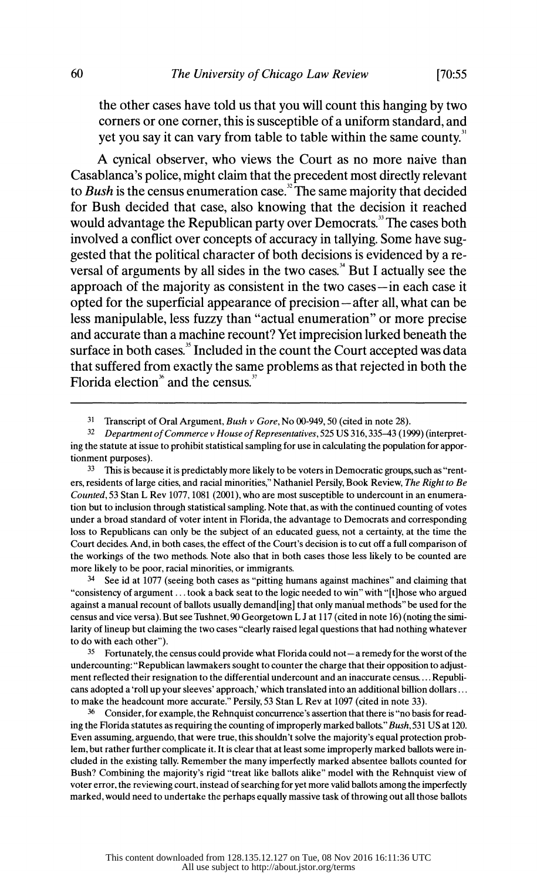the other cases have told us that you will count this hanging by two corners or one corner, this is susceptible of a uniform standard, and yet you say it can vary from table to table within the same county.[31]

A cynical observer, who views the Court as no more naive than Casablanca's police, might claim that the precedent most directly relevant to *Bush* is the census enumeration case.[32] The same majority that decided for Bush decided that case, also knowing that the decision it reached would advantage the Republican party over Democrats.[33] The cases both involved a conflict over concepts of accuracy in tallying. Some have suggested that the political character of both decisions is evidenced by a reversal of arguments by all sides in the two cases.[34] But I actually see the approach of the majority as consistent in the two cases—in each case it opted for the superficial appearance of precision—after all, what can be less manipulable, less fuzzy than "actual enumeration" or more precise and accurate than a machine recount? Yet imprecision lurked beneath the surface in both cases.[35] Included in the count the Court accepted was data that suffered from exactly the same problems as that rejected in both the Florida election[36] and the census.[37]

---

[31] Transcript of Oral Argument, *Bush v Gore*, No 00-949, 50 (cited in note 28).

[32] *Department of Commerce v House of Representatives*, 525 US 316, 335–43 (1999) (interpreting the statute at issue to prohibit statistical sampling for use in calculating the population for apportionment purposes).

[33] This is because it is predictably more likely to be voters in Democratic groups, such as "renters, residents of large cities, and racial minorities," Nathaniel Persily, Book Review, *The Right to Be Counted*, 53 Stan L Rev 1077, 1081 (2001), who are most susceptible to undercount in an enumeration but to inclusion through statistical sampling. Note that, as with the continued counting of votes under a broad standard of voter intent in Florida, the advantage to Democrats and corresponding loss to Republicans can only be the subject of an educated guess, not a certainty, at the time the Court decides. And, in both cases, the effect of the Court's decision is to cut off a full comparison of the workings of the two methods. Note also that in both cases those less likely to be counted are more likely to be poor, racial minorities, or immigrants.

[34] See id at 1077 (seeing both cases as "pitting humans against machines" and claiming that "consistency of argument ... took a back seat to the logic needed to win" with "[t]hose who argued against a manual recount of ballots usually demand[ing] that only manual methods" be used for the census and vice versa). But see Tushnet, 90 Georgetown L J at 117 (cited in note 16) (noting the similarity of lineup but claiming the two cases "clearly raised legal questions that had nothing whatever to do with each other").

[35] Fortunately, the census could provide what Florida could not—a remedy for the worst of the undercounting: "Republican lawmakers sought to counter the charge that their opposition to adjustment reflected their resignation to the differential undercount and an inaccurate census.... Republicans adopted a 'roll up your sleeves' approach,' which translated into an additional billion dollars ... to make the headcount more accurate." Persily, 53 Stan L Rev at 1097 (cited in note 33).

[36] Consider, for example, the Rehnquist concurrence's assertion that there is "no basis for reading the Florida statutes as requiring the counting of improperly marked ballots." *Bush*, 531 US at 120. Even assuming, arguendo, that were true, this shouldn't solve the majority's equal protection problem, but rather further complicate it. It is clear that at least some improperly marked ballots were included in the existing tally. Remember the many imperfectly marked absentee ballots counted for Bush? Combining the majority's rigid "treat like ballots alike" model with the Rehnquist view of voter error, the reviewing court, instead of searching for yet more valid ballots among the imperfectly marked, would need to undertake the perhaps equally massive task of throwing out all those ballots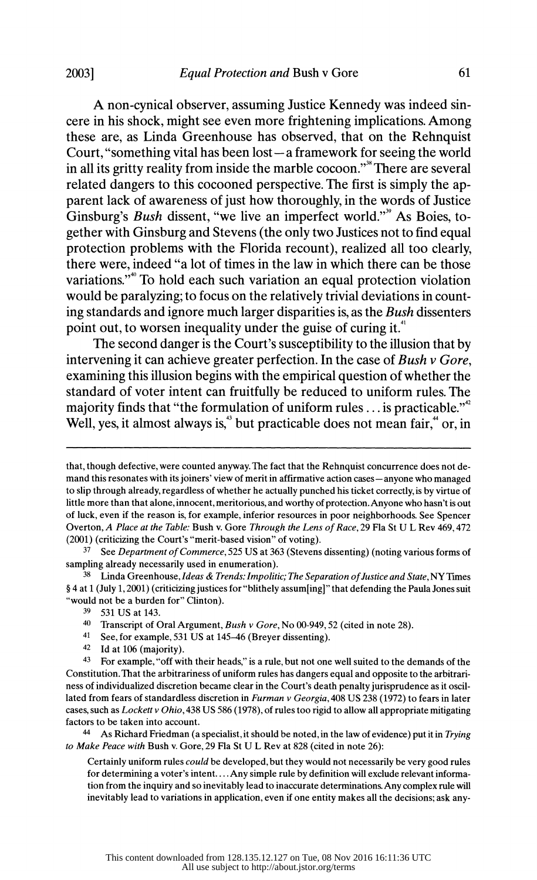A non-cynical observer, assuming Justice Kennedy was indeed sincere in his shock, might see even more frightening implications. Among these are, as Linda Greenhouse has observed, that on the Rehnquist Court, "something vital has been lost—a framework for seeing the world in all its gritty reality from inside the marble cocoon."[38] There are several related dangers to this cocooned perspective. The first is simply the apparent lack of awareness of just how thoroughly, in the words of Justice Ginsburg's *Bush* dissent, "we live an imperfect world."[39] As Boies, together with Ginsburg and Stevens (the only two Justices not to find equal protection problems with the Florida recount), realized all too clearly, there were, indeed "a lot of times in the law in which there can be those variations."[40] To hold each such variation an equal protection violation would be paralyzing; to focus on the relatively trivial deviations in counting standards and ignore much larger disparities is, as the *Bush* dissenters point out, to worsen inequality under the guise of curing it.[41]

The second danger is the Court's susceptibility to the illusion that by intervening it can achieve greater perfection. In the case of *Bush v Gore*, examining this illusion begins with the empirical question of whether the standard of voter intent can fruitfully be reduced to uniform rules. The majority finds that "the formulation of uniform rules ... is practicable."[42] Well, yes, it almost always is,[43] but practicable does not mean fair,[44] or, in

---

that, though defective, were counted anyway. The fact that the Rehnquist concurrence does not demand this resonates with its joiners' view of merit in affirmative action cases—anyone who managed to slip through already, regardless of whether he actually punched his ticket correctly, is by virtue of little more than that alone, innocent, meritorious, and worthy of protection. Anyone who hasn't is out of luck, even if the reason is, for example, inferior resources in poor neighborhoods. See Spencer Overton, *A Place at the Table:* Bush v. Gore *Through the Lens of Race*, 29 Fla St U L Rev 469, 472 (2001) (criticizing the Court's "merit-based vision" of voting).

37 See *Department of Commerce*, 525 US at 363 (Stevens dissenting) (noting various forms of sampling already necessarily used in enumeration).

38 Linda Greenhouse, *Ideas & Trends: Impolitic; The Separation of Justice and State*, NY Times § 4 at 1 (July 1, 2001) (criticizing justices for "blithely assum[ing]" that defending the Paula Jones suit "would not be a burden for" Clinton).

39 531 US at 143.

40 Transcript of Oral Argument, *Bush v Gore*, No 00-949, 52 (cited in note 28).

41 See, for example, 531 US at 145–46 (Breyer dissenting).

42 Id at 106 (majority).

43 For example, "off with their heads," is a rule, but not one well suited to the demands of the Constitution. That the arbitrariness of uniform rules has dangers equal and opposite to the arbitrariness of individualized discretion became clear in the Court's death penalty jurisprudence as it oscillated from fears of standardless discretion in *Furman v Georgia*, 408 US 238 (1972) to fears in later cases, such as *Lockett v Ohio*, 438 US 586 (1978), of rules too rigid to allow all appropriate mitigating factors to be taken into account.

44 As Richard Friedman (a specialist, it should be noted, in the law of evidence) put it in *Trying to Make Peace with* Bush v. Gore, 29 Fla St U L Rev at 828 (cited in note 26):

> Certainly uniform rules *could* be developed, but they would not necessarily be very good rules for determining a voter's intent.... Any simple rule by definition will exclude relevant information from the inquiry and so inevitably lead to inaccurate determinations. Any complex rule will inevitably lead to variations in application, even if one entity makes all the decisions; ask any-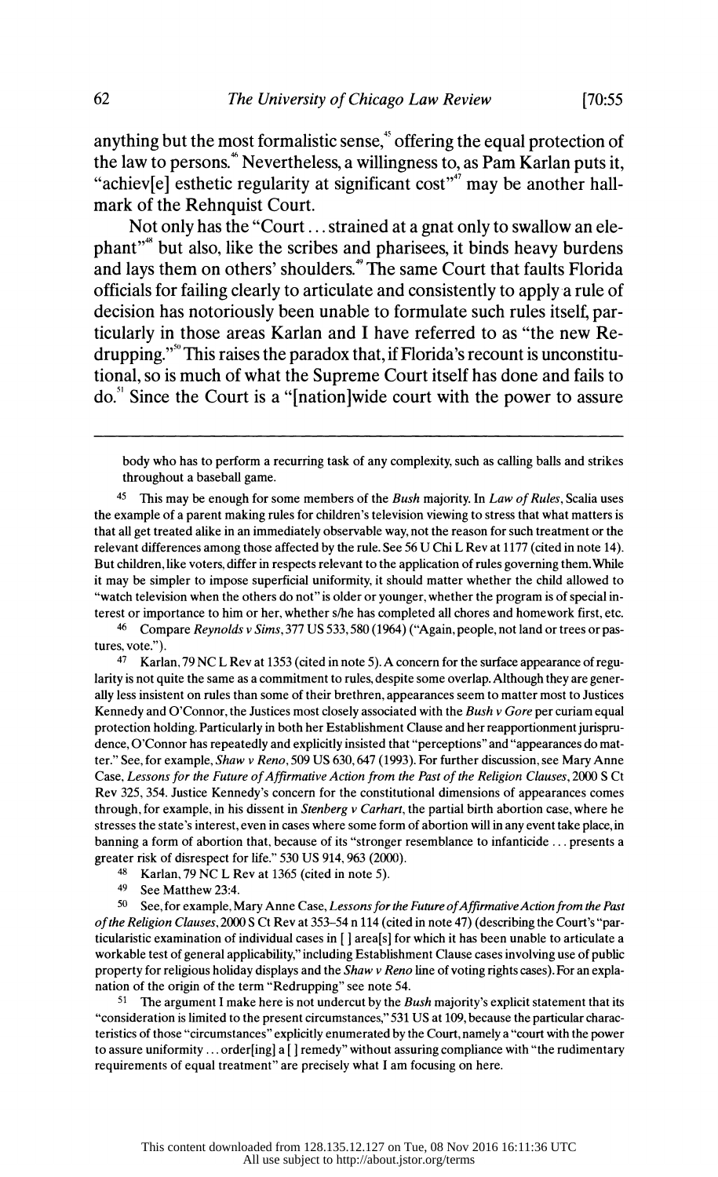anything but the most formalistic sense,[45] offering the equal protection of the law to persons.[46] Nevertheless, a willingness to, as Pam Karlan puts it, "achiev[e] esthetic regularity at significant cost"[47] may be another hallmark of the Rehnquist Court.

Not only has the "Court ... strained at a gnat only to swallow an elephant"[48] but also, like the scribes and pharisees, it binds heavy burdens and lays them on others' shoulders.[49] The same Court that faults Florida officials for failing clearly to articulate and consistently to apply a rule of decision has notoriously been unable to formulate such rules itself, particularly in those areas Karlan and I have referred to as "the new Redrupping."[50] This raises the paradox that, if Florida's recount is unconstitutional, so is much of what the Supreme Court itself has done and fails to do.[51] Since the Court is a "[nation]wide court with the power to assure

---

body who has to perform a recurring task of any complexity, such as calling balls and strikes throughout a baseball game.

[45] This may be enough for some members of the *Bush* majority. In *Law of Rules*, Scalia uses the example of a parent making rules for children's television viewing to stress that what matters is that all get treated alike in an immediately observable way, not the reason for such treatment or the relevant differences among those affected by the rule. See 56 U Chi L Rev at 1177 (cited in note 14). But children, like voters, differ in respects relevant to the application of rules governing them. While it may be simpler to impose superficial uniformity, it should matter whether the child allowed to "watch television when the others do not" is older or younger, whether the program is of special interest or importance to him or her, whether s/he has completed all chores and homework first, etc.

[46] Compare *Reynolds v Sims*, 377 US 533, 580 (1964) ("Again, people, not land or trees or pastures, vote.").

[47] Karlan, 79 NC L Rev at 1353 (cited in note 5). A concern for the surface appearance of regularity is not quite the same as a commitment to rules, despite some overlap. Although they are generally less insistent on rules than some of their brethren, appearances seem to matter most to Justices Kennedy and O'Connor, the Justices most closely associated with the *Bush v Gore* per curiam equal protection holding. Particularly in both her Establishment Clause and her reapportionment jurisprudence, O'Connor has repeatedly and explicitly insisted that "perceptions" and "appearances do matter." See, for example, *Shaw v Reno*, 509 US 630, 647 (1993). For further discussion, see Mary Anne Case, *Lessons for the Future of Affirmative Action from the Past of the Religion Clauses*, 2000 S Ct Rev 325, 354. Justice Kennedy's concern for the constitutional dimensions of appearances comes through, for example, in his dissent in *Stenberg v Carhart*, the partial birth abortion case, where he stresses the state's interest, even in cases where some form of abortion will in any event take place, in banning a form of abortion that, because of its "stronger resemblance to infanticide ... presents a greater risk of disrespect for life." 530 US 914, 963 (2000).

[48] Karlan, 79 NC L Rev at 1365 (cited in note 5).

[49] See Matthew 23:4.

[50] See, for example, Mary Anne Case, *Lessons for the Future of Affirmative Action from the Past of the Religion Clauses*, 2000 S Ct Rev at 353–54 n 114 (cited in note 47) (describing the Court's "particularistic examination of individual cases in [ ] area[s] for which it has been unable to articulate a workable test of general applicability," including Establishment Clause cases involving use of public property for religious holiday displays and the *Shaw v Reno* line of voting rights cases). For an explanation of the origin of the term "Redrupping" see note 54.

[51] The argument I make here is not undercut by the *Bush* majority's explicit statement that its "consideration is limited to the present circumstances," 531 US at 109, because the particular characteristics of those "circumstances" explicitly enumerated by the Court, namely a "court with the power to assure uniformity ... order[ing] a [ ] remedy" without assuring compliance with "the rudimentary requirements of equal treatment" are precisely what I am focusing on here.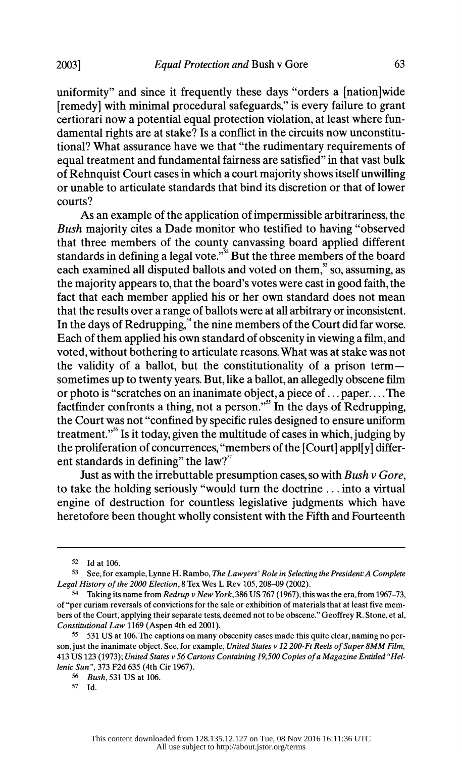uniformity" and since it frequently these days "orders a [nation]wide [remedy] with minimal procedural safeguards," is every failure to grant certiorari now a potential equal protection violation, at least where fundamental rights are at stake? Is a conflict in the circuits now unconstitutional? What assurance have we that "the rudimentary requirements of equal treatment and fundamental fairness are satisfied" in that vast bulk of Rehnquist Court cases in which a court majority shows itself unwilling or unable to articulate standards that bind its discretion or that of lower courts?

As an example of the application of impermissible arbitrariness, the *Bush* majority cites a Dade monitor who testified to having "observed that three members of the county canvassing board applied different standards in defining a legal vote."[52] But the three members of the board each examined all disputed ballots and voted on them,[53] so, assuming, as the majority appears to, that the board's votes were cast in good faith, the fact that each member applied his or her own standard does not mean that the results over a range of ballots were at all arbitrary or inconsistent. In the days of Redrupping,[54] the nine members of the Court did far worse. Each of them applied his own standard of obscenity in viewing a film, and voted, without bothering to articulate reasons. What was at stake was not the validity of a ballot, but the constitutionality of a prison term—sometimes up to twenty years. But, like a ballot, an allegedly obscene film or photo is "scratches on an inanimate object, a piece of ... paper.... The factfinder confronts a thing, not a person."[55] In the days of Redrupping, the Court was not "confined by specific rules designed to ensure uniform treatment."[56] Is it today, given the multitude of cases in which, judging by the proliferation of concurrences, "members of the [Court] appl[y] different standards in defining" the law?[57]

Just as with the irrebuttable presumption cases, so with *Bush v Gore*, to take the holding seriously "would turn the doctrine ... into a virtual engine of destruction for countless legislative judgments which have heretofore been thought wholly consistent with the Fifth and Fourteenth

---

[52] Id at 106.

[53] See, for example, Lynne H. Rambo, *The Lawyers' Role in Selecting the President: A Complete Legal History of the 2000 Election*, 8 Tex Wes L Rev 105, 208–09 (2002).

[54] Taking its name from *Redrup v New York*, 386 US 767 (1967), this was the era, from 1967–73, of "per curiam reversals of convictions for the sale or exhibition of materials that at least five members of the Court, applying their separate tests, deemed not to be obscene." Geoffrey R. Stone, et al, *Constitutional Law* 1169 (Aspen 4th ed 2001).

[55] 531 US at 106. The captions on many obscenity cases made this quite clear, naming no person, just the inanimate object. See, for example, *United States v 12 200-Ft Reels of Super 8MM Film*, 413 US 123 (1973); *United States v 56 Cartons Containing 19,500 Copies of a Magazine Entitled "Hellenic Sun"*, 373 F2d 635 (4th Cir 1967).

[56] *Bush*, 531 US at 106.

[57] Id.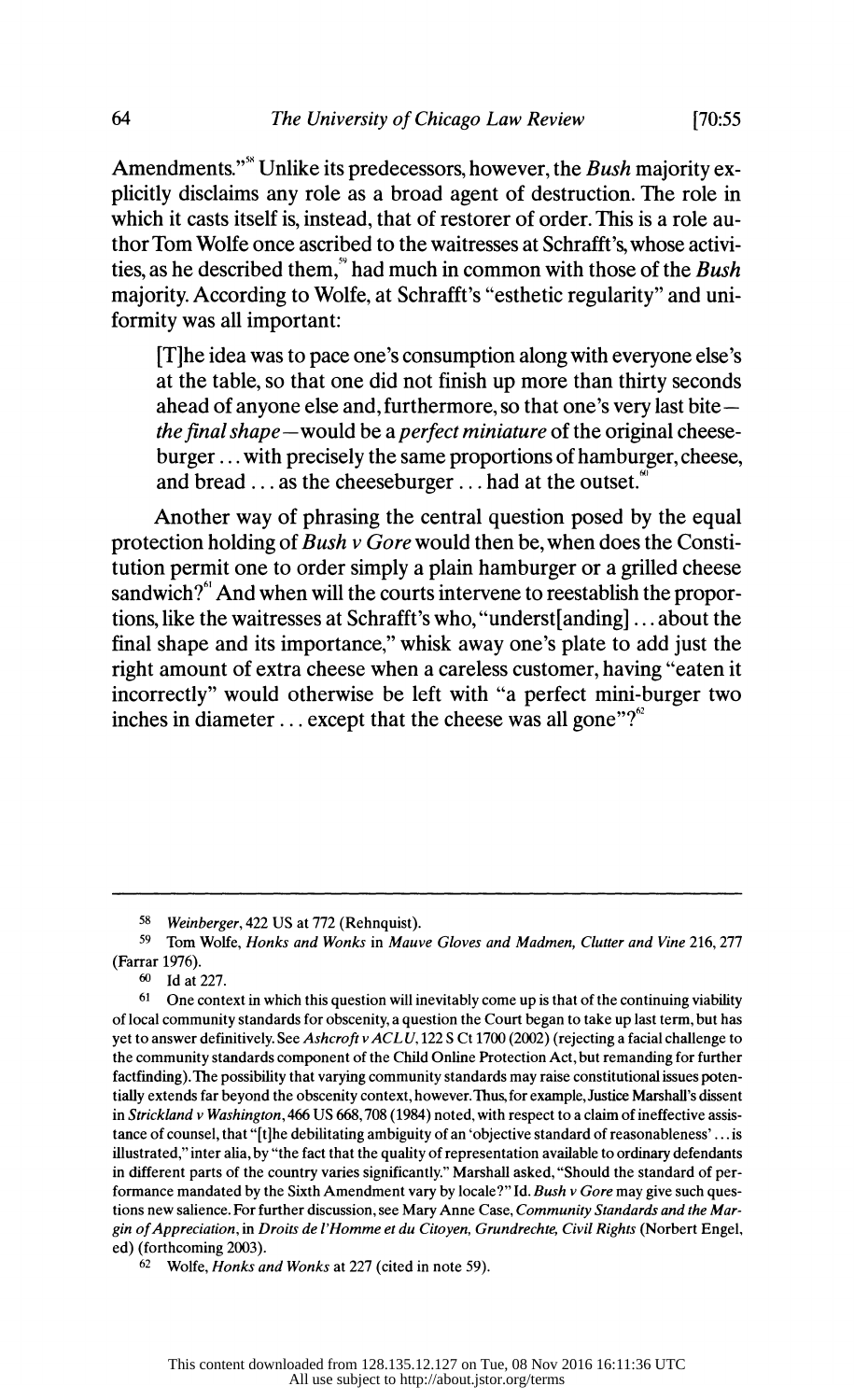Amendments."[58] Unlike its predecessors, however, the *Bush* majority explicitly disclaims any role as a broad agent of destruction. The role in which it casts itself is, instead, that of restorer of order. This is a role author Tom Wolfe once ascribed to the waitresses at Schrafft's, whose activities, as he described them,[59] had much in common with those of the *Bush* majority. According to Wolfe, at Schrafft's "esthetic regularity" and uniformity was all important:

> [T]he idea was to pace one's consumption along with everyone else's at the table, so that one did not finish up more than thirty seconds ahead of anyone else and, furthermore, so that one's very last bite—*the final shape*—would be a *perfect miniature* of the original cheeseburger . . . with precisely the same proportions of hamburger, cheese, and bread . . . as the cheeseburger . . . had at the outset.[60]

Another way of phrasing the central question posed by the equal protection holding of *Bush v Gore* would then be, when does the Constitution permit one to order simply a plain hamburger or a grilled cheese sandwich?[61] And when will the courts intervene to reestablish the proportions, like the waitresses at Schrafft's who, "underst[anding] . . . about the final shape and its importance," whisk away one's plate to add just the right amount of extra cheese when a careless customer, having "eaten it incorrectly" would otherwise be left with "a perfect mini-burger two inches in diameter . . . except that the cheese was all gone"?[62]

---

58 *Weinberger*, 422 US at 772 (Rehnquist).

59 Tom Wolfe, *Honks and Wonks* in *Mauve Gloves and Madmen, Clutter and Vine* 216, 277 (Farrar 1976).

60 Id at 227.

61 One context in which this question will inevitably come up is that of the continuing viability of local community standards for obscenity, a question the Court began to take up last term, but has yet to answer definitively. See *Ashcroft v ACLU*, 122 S Ct 1700 (2002) (rejecting a facial challenge to the community standards component of the Child Online Protection Act, but remanding for further factfinding). The possibility that varying community standards may raise constitutional issues potentially extends far beyond the obscenity context, however. Thus, for example, Justice Marshall's dissent in *Strickland v Washington*, 466 US 668, 708 (1984) noted, with respect to a claim of ineffective assistance of counsel, that "[t]he debilitating ambiguity of an 'objective standard of reasonableness' . . . is illustrated," inter alia, by "the fact that the quality of representation available to ordinary defendants in different parts of the country varies significantly." Marshall asked, "Should the standard of performance mandated by the Sixth Amendment vary by locale?" Id. *Bush v Gore* may give such questions new salience. For further discussion, see Mary Anne Case, *Community Standards and the Margin of Appreciation*, in *Droits de l'Homme et du Citoyen, Grundrechte, Civil Rights* (Norbert Engel, ed) (forthcoming 2003).

62 Wolfe, *Honks and Wonks* at 227 (cited in note 59).